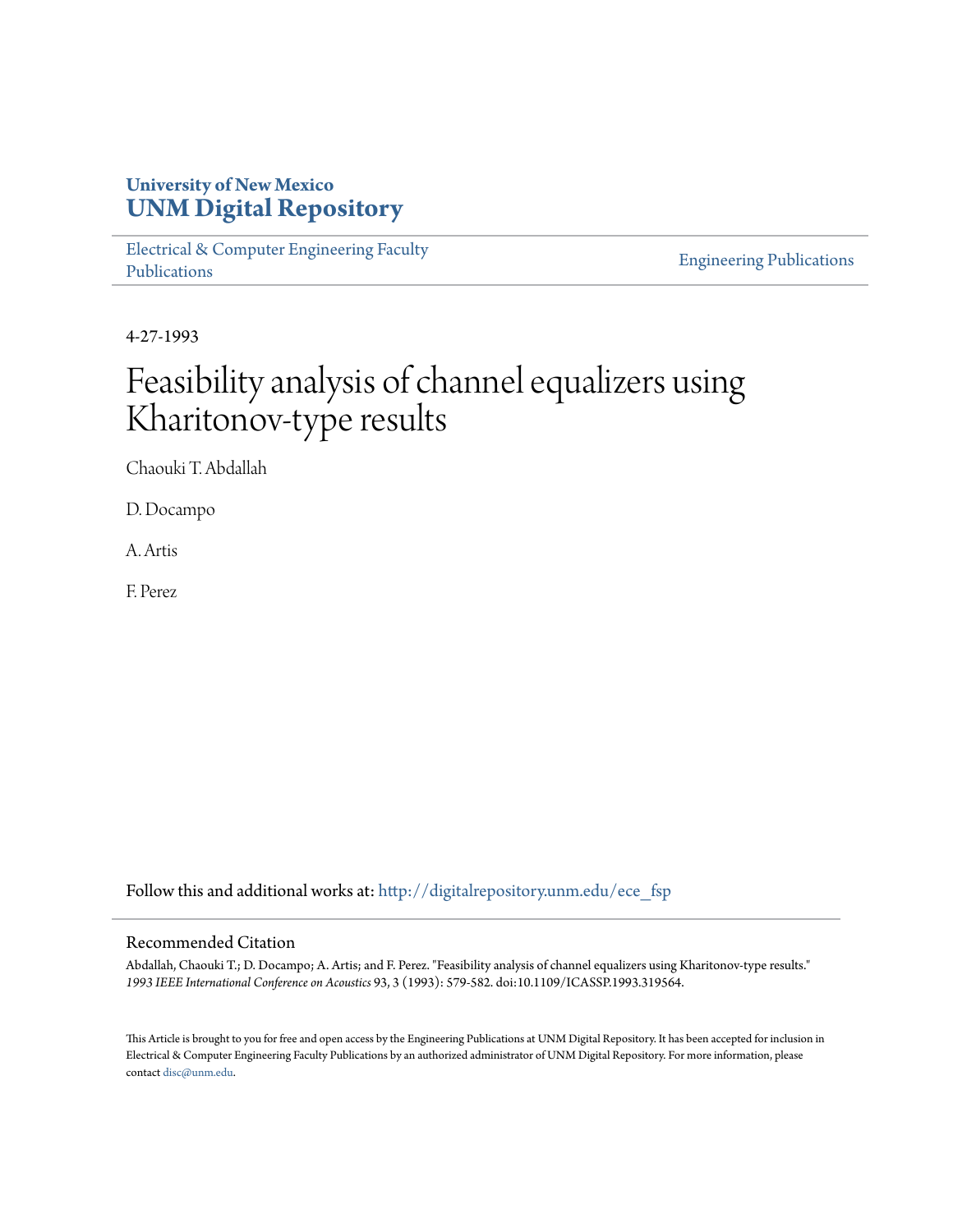University of New Mexico
**UNM Digital Repository**

Electrical & Computer Engineering Faculty Publications

Engineering Publications

4-27-1993

# Feasibility analysis of channel equalizers using Kharitonov-type results

Chaouki T. Abdallah

D. Docampo

A. Artis

F. Perez

Follow this and additional works at: http://digitalrepository.unm.edu/ece_fsp

## Recommended Citation

Abdallah, Chaouki T.; D. Docampo; A. Artis; and F. Perez. "Feasibility analysis of channel equalizers using Kharitonov-type results." *1993 IEEE International Conference on Acoustics* 93, 3 (1993): 579-582. doi:10.1109/ICASSP.1993.319564.

This Article is brought to you for free and open access by the Engineering Publications at UNM Digital Repository. It has been accepted for inclusion in Electrical & Computer Engineering Faculty Publications by an authorized administrator of UNM Digital Repository. For more information, please contact disc@unm.edu.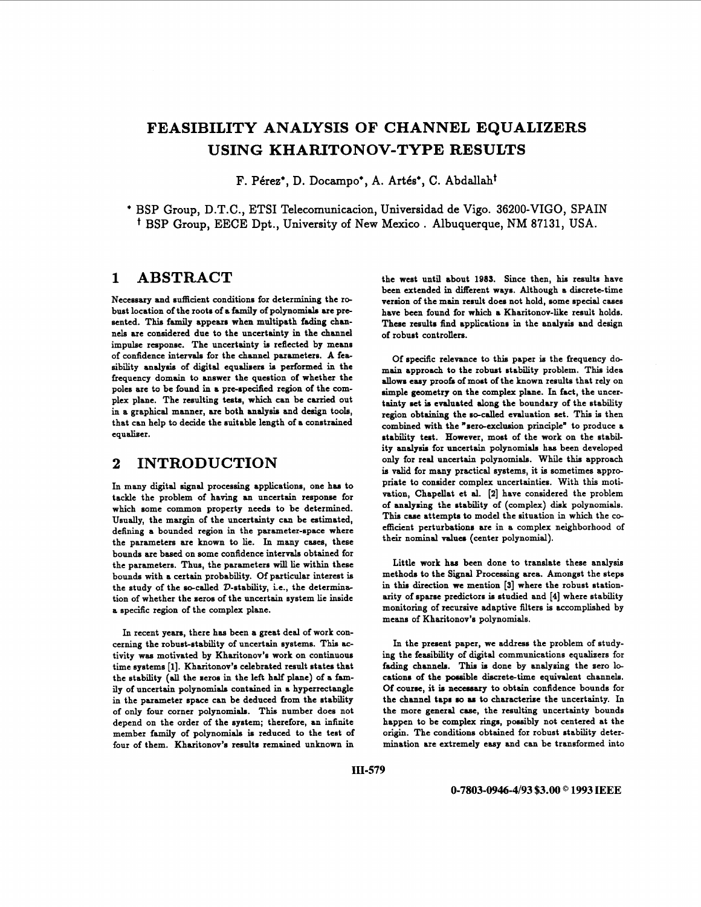// Page 2 of 5 (ID: 70f201105e32)

# FEASIBILITY ANALYSIS OF CHANNEL EQUALIZERS USING KHARITONOV-TYPE RESULTS

F. Pérez*, D. Docampo*, A. Artés*, C. Abdallah†

* BSP Group, D.T.C., ETSI Telecomunicacion, Universidad de Vigo. 36200-VIGO, SPAIN
† BSP Group, EECE Dpt., University of New Mexico . Albuquerque, NM 87131, USA.

## 1 ABSTRACT

Necessary and sufficient conditions for determining the robust location of the roots of a family of polynomials are presented. This family appears when multipath fading channels are considered due to the uncertainty in the channel impulse response. The uncertainty is reflected by means of confidence intervals for the channel parameters. A feasibility analysis of digital equalisers is performed in the frequency domain to answer the question of whether the poles are to be found in a pre-specified region of the complex plane. The resulting tests, which can be carried out in a graphical manner, are both analysis and design tools, that can help to decide the suitable length of a constrained equaliser.

## 2 INTRODUCTION

In many digital signal processing applications, one has to tackle the problem of having an uncertain response for which some common property needs to be determined. Usually, the margin of the uncertainty can be estimated, defining a bounded region in the parameter-space where the parameters are known to lie. In many cases, these bounds are based on some confidence intervals obtained for the parameters. Thus, the parameters will lie within these bounds with a certain probability. Of particular interest is the study of the so-called $\mathcal{D}$-stability, i.e., the determination of whether the zeros of the uncertain system lie inside a specific region of the complex plane.

In recent years, there has been a great deal of work concerning the robust-stability of uncertain systems. This activity was motivated by Kharitonov's work on continuous time systems [1]. Kharitonov's celebrated result states that the stability (all the zeros in the left half plane) of a family of uncertain polynomials contained in a hyperrectangle in the parameter space can be deduced from the stability of only four corner polynomials. This number does not depend on the order of the system; therefore, an infinite member family of polynomials is reduced to the test of four of them. Kharitonov's results remained unknown in the west until about 1983. Since then, his results have been extended in different ways. Although a discrete-time version of the main result does not hold, some special cases have been found for which a Kharitonov-like result holds. These results find applications in the analysis and design of robust controllers.

Of specific relevance to this paper is the frequency domain approach to the robust stability problem. This idea allows easy proofs of most of the known results that rely on simple geometry on the complex plane. In fact, the uncertainty set is evaluated along the boundary of the stability region obtaining the so-called evaluation set. This is then combined with the "zero-exclusion principle" to produce a stability test. However, most of the work on the stability analysis for uncertain polynomials has been developed only for real uncertain polynomials. While this approach is valid for many practical systems, it is sometimes appropriate to consider complex uncertainties. With this motivation, Chapellat et al. [2] have considered the problem of analysing the stability of (complex) disk polynomials. This case attempts to model the situation in which the coefficient perturbations are in a complex neighborhood of their nominal values (center polynomial).

Little work has been done to translate these analysis methods to the Signal Processing area. Amongst the steps in this direction we mention [3] where the robust stationarity of sparse predictors is studied and [4] where stability monitoring of recursive adaptive filters is accomplished by means of Kharitonov's polynomials.

In the present paper, we address the problem of studying the feasibility of digital communications equalizers for fading channels. This is done by analysing the zero locations of the possible discrete-time equivalent channels. Of course, it is necessary to obtain confidence bounds for the channel taps so as to characterise the uncertainty. In the more general case, the resulting uncertainty bounds happen to be complex rings, possibly not centered at the origin. The conditions obtained for robust stability determination are extremely easy and can be transformed into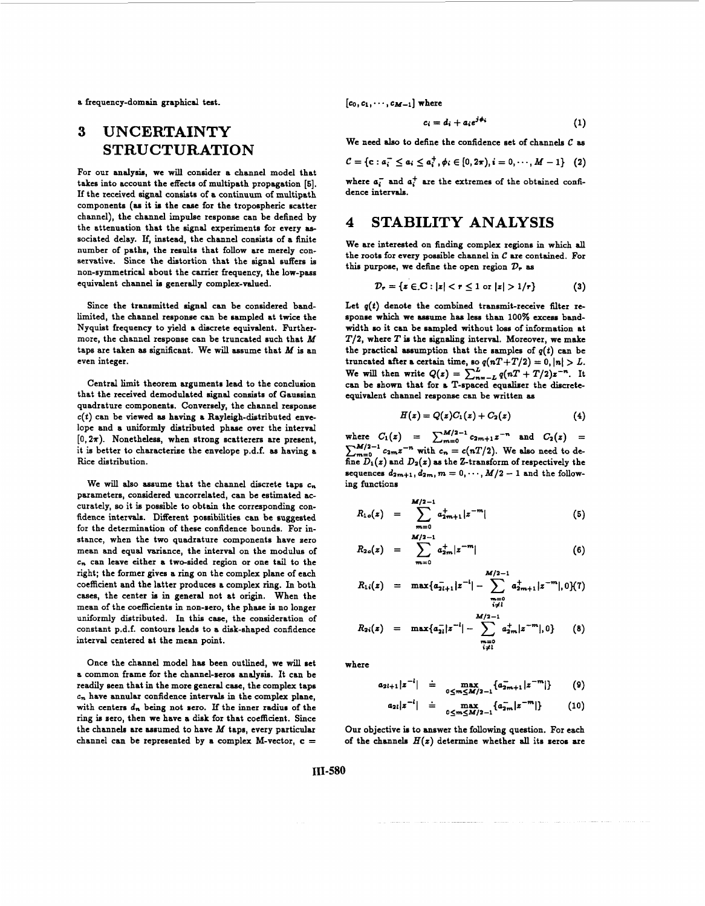a frequency-domain graphical test.

# 3 UNCERTAINTY STRUCTURATION

For our analysis, we will consider a channel model that takes into account the effects of multipath propagation [5]. If the received signal consists of a continuum of multipath components (as it is the case for the tropospheric scatter channel), the channel impulse response can be defined by the attenuation that the signal experiments for every associated delay. If, instead, the channel consists of a finite number of paths, the results that follow are merely conservative. Since the distortion that the signal suffers is non-symmetrical about the carrier frequency, the low-pass equivalent channel is generally complex-valued.

Since the transmitted signal can be considered bandlimited, the channel response can be sampled at twice the Nyquist frequency to yield a discrete equivalent. Furthermore, the channel response can be truncated such that $M$ taps are taken as significant. We will assume that $M$ is an even integer.

Central limit theorem arguments lead to the conclusion that the received demodulated signal consists of Gaussian quadrature components. Conversely, the channel response $c(t)$ can be viewed as having a Rayleigh-distributed envelope and a uniformly distributed phase over the interval $[0, 2\pi)$. Nonetheless, when strong scatterers are present, it is better to characterize the envelope p.d.f. as having a Rice distribution.

We will also assume that the channel discrete taps $c_n$ parameters, considered uncorrelated, can be estimated accurately, so it is possible to obtain the corresponding confidence intervals. Different possibilities can be suggested for the determination of these confidence bounds. For instance, when the two quadrature components have zero mean and equal variance, the interval on the modulus of $c_n$ can leave either a two-sided region or one tail to the right; the former gives a ring on the complex plane of each coefficient and the latter produces a complex ring. In both cases, the center is in general not at origin. When the mean of the coefficients in non-zero, the phase is no longer uniformly distributed. In this case, the consideration of constant p.d.f. contours leads to a disk-shaped confidence interval centered at the mean point.

Once the channel model has been outlined, we will set a common frame for the channel-zeros analysis. It can be readily seen that in the more general case, the complex taps $c_n$ have annular confidence intervals in the complex plane, with centers $d_n$ being not zero. If the inner radius of the ring is zero, then we have a disk for that coefficient. Since the channels are assumed to have $M$ taps, every particular channel can be represented by a complex M-vector, $\mathbf{c} = [c_0, c_1, \cdots, c_{M-1}]$ where

$$c_i = d_i + a_i e^{j\phi_i} \tag{1}$$

We need also to define the confidence set of channels $\mathcal{C}$ as

$$\mathcal{C} = \{\mathbf{c} : a_i^- \leq a_i \leq a_i^+, \phi_i \in [0, 2\pi), i = 0, \cdots, M-1\} \tag{2}$$

where $a_i^-$ and $a_i^+$ are the extremes of the obtained confidence intervals.

# 4 STABILITY ANALYSIS

We are interested on finding complex regions in which all the roots for every possible channel in $\mathcal{C}$ are contained. For this purpose, we define the open region $\mathcal{D}_r$ as

$$\mathcal{D}_r = \{z \in \mathbf{C} : |z| < r \leq 1 \text{ or } |z| > 1/r\} \tag{3}$$

Let $q(t)$ denote the combined transmit-receive filter response which we assume has less than 100% excess bandwidth so it can be sampled without loss of information at $T/2$, where $T$ is the signaling interval. Moreover, we make the practical assumption that the samples of $q(t)$ can be truncated after a certain time, so $q(nT + T/2) = 0, |n| > L$. We will then write $Q(z) = \sum_{n=-L}^{L} q(nT + T/2)z^{-n}$. It can be shown that for a T-spaced equaliser the discrete-equivalent channel response can be written as

$$H(z) = Q(z)C_1(z) + C_2(z) \tag{4}$$

where $C_1(z) = \sum_{m=0}^{M/2-1} c_{2m+1} z^{-n}$ and $C_2(z) = \sum_{m=0}^{M/2-1} c_{2m} z^{-n}$ with $c_n = c(nT/2)$. We also need to define $D_1(z)$ and $D_2(z)$ as the Z-transform of respectively the sequences $d_{2m+1}, d_{2m}, m = 0, \cdots, M/2 - 1$ and the following functions

$$R_{1o}(z) = \sum_{m=0}^{M/2-1} a_{2m+1}^+ |z^{-m}| \tag{5}$$

$$R_{2o}(z) = \sum_{m=0}^{M/2-1} a_{2m}^+ |z^{-m}| \tag{6}$$

$$R_{1i}(z) = \max\{a_{2l+1}^- |z^{-l}| - \sum_{\substack{m=0 \\ i \neq l}}^{M/2-1} a_{2m+1}^+ |z^{-m}|, 0\} \tag{7}$$

$$R_{2i}(z) = \max\{a_{2l}^- |z^{-l}| - \sum_{\substack{m=0 \\ i \neq l}}^{M/2-1} a_{2m}^+ |z^{-m}|, 0\} \tag{8}$$

where

$$a_{2l+1}|z^{-l}| \doteq \max_{0 \leq m \leq M/2-1} \{a_{2m+1}^- |z^{-m}|\} \tag{9}$$

$$a_{2l}|z^{-l}| \doteq \max_{0 \leq m \leq M/2-1} \{a_{2m}^- |z^{-m}|\} \tag{10}$$

Our objective is to answer the following question. For each of the channels $H(z)$ determine whether all its zeros are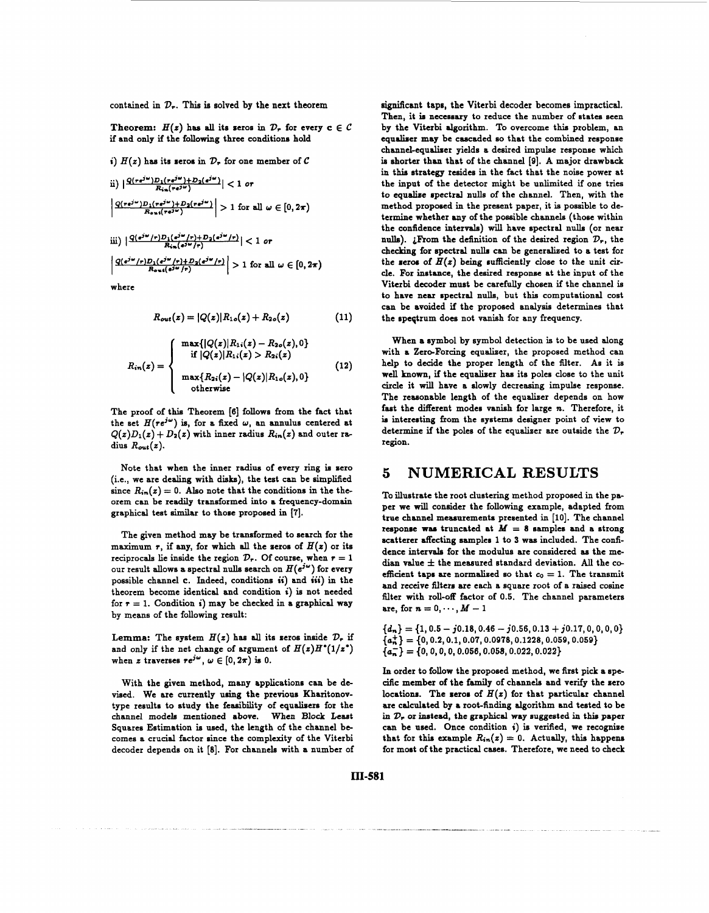contained in $\mathcal{D}_r$. This is solved by the next theorem

**Theorem:** $H(z)$ has all its zeros in $\mathcal{D}_r$ for every $\mathbf{c} \in \mathcal{C}$ if and only if the following three conditions hold

*i)* $H(z)$ has its zeros in $\mathcal{D}_r$ for one member of $\mathcal{C}$

ii) $\left|\frac{Q(re^{j\omega})D_1(re^{j\omega})+D_2(e^{j\omega})}{R_{in}(re^{j\omega})}\right| < 1$ *or*

$\left|\frac{Q(re^{j\omega})D_1(re^{j\omega})+D_2(re^{j\omega})}{R_{out}(re^{j\omega})}\right| > 1$ for all $\omega \in [0, 2\pi)$

iii) $\left|\frac{Q(e^{j\omega}/r)D_1(e^{j\omega}/r)+D_2(e^{j\omega}/r)}{R_{in}(e^{j\omega}/r)}\right| < 1$ *or*

$\left|\frac{Q(e^{j\omega}/r)D_1(e^{j\omega}/r)+D_2(e^{j\omega}/r)}{R_{out}(e^{j\omega}/r)}\right| > 1$ for all $\omega \in [0, 2\pi)$

where

$$R_{out}(z) = |Q(z)|R_{1o}(z) + R_{2o}(z) \tag{11}$$

$$R_{in}(z) = \begin{cases} \max\{|Q(z)|R_{1i}(z) - R_{2o}(z), 0\} \\ \quad \text{if } |Q(z)|R_{1i}(z) > R_{2i}(z) \\ \max\{R_{2i}(z) - |Q(z)|R_{1o}(z), 0\} \\ \quad \text{otherwise} \end{cases} \tag{12}$$

The proof of this Theorem [6] follows from the fact that the set $H(re^{j\omega})$ is, for a fixed $\omega$, an annulus centered at $Q(z)D_1(z) + D_2(z)$ with inner radius $R_{in}(z)$ and outer radius $R_{out}(z)$.

Note that when the inner radius of every ring is zero (i.e., we are dealing with disks), the test can be simplified since $R_{in}(z) = 0$. Also note that the conditions in the theorem can be readily transformed into a frequency-domain graphical test similar to those proposed in [7].

The given method may be transformed to search for the maximum $r$, if any, for which all the zeros of $H(z)$ or its reciprocals lie inside the region $\mathcal{D}_r$. Of course, when $r = 1$ our result allows a spectral nulls search on $H(e^{j\omega})$ for every possible channel $\mathbf{c}$. Indeed, conditions *ii)* and *iii)* in the theorem become identical and condition *i)* is not needed for $r = 1$. Condition *i)* may be checked in a graphical way by means of the following result:

**Lemma:** The system $H(z)$ has all its zeros inside $\mathcal{D}_r$ if and only if the net change of argument of $H(z)H^*(1/z^*)$ when $z$ traverses $re^{j\omega}$, $\omega \in [0, 2\pi)$ is 0.

With the given method, many applications can be devised. We are currently using the previous Kharitonov-type results to study the feasibility of equalizers for the channel models mentioned above. When Block Least Squares Estimation is used, the length of the channel becomes a crucial factor since the complexity of the Viterbi decoder depends on it [8]. For channels with a number of significant taps, the Viterbi decoder becomes impractical. Then, it is necessary to reduce the number of states seen by the Viterbi algorithm. To overcome this problem, an equalizer may be cascaded so that the combined response channel-equalizer yields a desired impulse response which is shorter than that of the channel [9]. A major drawback in this strategy resides in the fact that the noise power at the input of the detector might be unlimited if one tries to equalize spectral nulls of the channel. Then, with the method proposed in the present paper, it is possible to determine whether any of the possible channels (those within the confidence intervals) will have spectral nulls (or near nulls). ¿From the definition of the desired region $\mathcal{D}_r$, the checking for spectral nulls can be generalized to a test for the zeros of $H(z)$ being sufficiently close to the unit circle. For instance, the desired response at the input of the Viterbi decoder must be carefully chosen if the channel is to have near spectral nulls, but this computational cost can be avoided if the proposed analysis determines that the spectrum does not vanish for any frequency.

When a symbol by symbol detection is to be used along with a Zero-Forcing equalizer, the proposed method can help to decide the proper length of the filter. As it is well known, if the equalizer has its poles close to the unit circle it will have a slowly decreasing impulse response. The reasonable length of the equalizer depends on how fast the different modes vanish for large $n$. Therefore, it is interesting from the systems designer point of view to determine if the poles of the equalizer are outside the $\mathcal{D}_r$ region.

# 5 NUMERICAL RESULTS

To illustrate the root clustering method proposed in the paper we will consider the following example, adapted from true channel measurements presented in [10]. The channel response was truncated at $M = 8$ samples and a strong scatterer affecting samples 1 to 3 was included. The confidence intervals for the modulus are considered as the median value ± the measured standard deviation. All the coefficient taps are normalized so that $c_0 = 1$. The transmit and receive filters are each a square root of a raised cosine filter with roll-off factor of 0.5. The channel parameters are, for $n = 0, \cdots, M-1$

$\{d_n\} = \{1, 0.5 - j0.18, 0.46 - j0.56, 0.13 + j0.17, 0, 0, 0, 0\}$
$\{a_n^+\} = \{0, 0.2, 0.1, 0.07, 0.0978, 0.1228, 0.059, 0.059\}$
$\{a_n^-\} = \{0, 0, 0, 0, 0.056, 0.058, 0.022, 0.022\}$

In order to follow the proposed method, we first pick a specific member of the family of channels and verify the zero locations. The zeros of $H(z)$ for that particular channel are calculated by a root-finding algorithm and tested to be in $\mathcal{D}_r$ or instead, the graphical way suggested in this paper can be used. Once condition *i)* is verified, we recognize that for this example $R_{in}(z) = 0$. Actually, this happens for most of the practical cases. Therefore, we need to check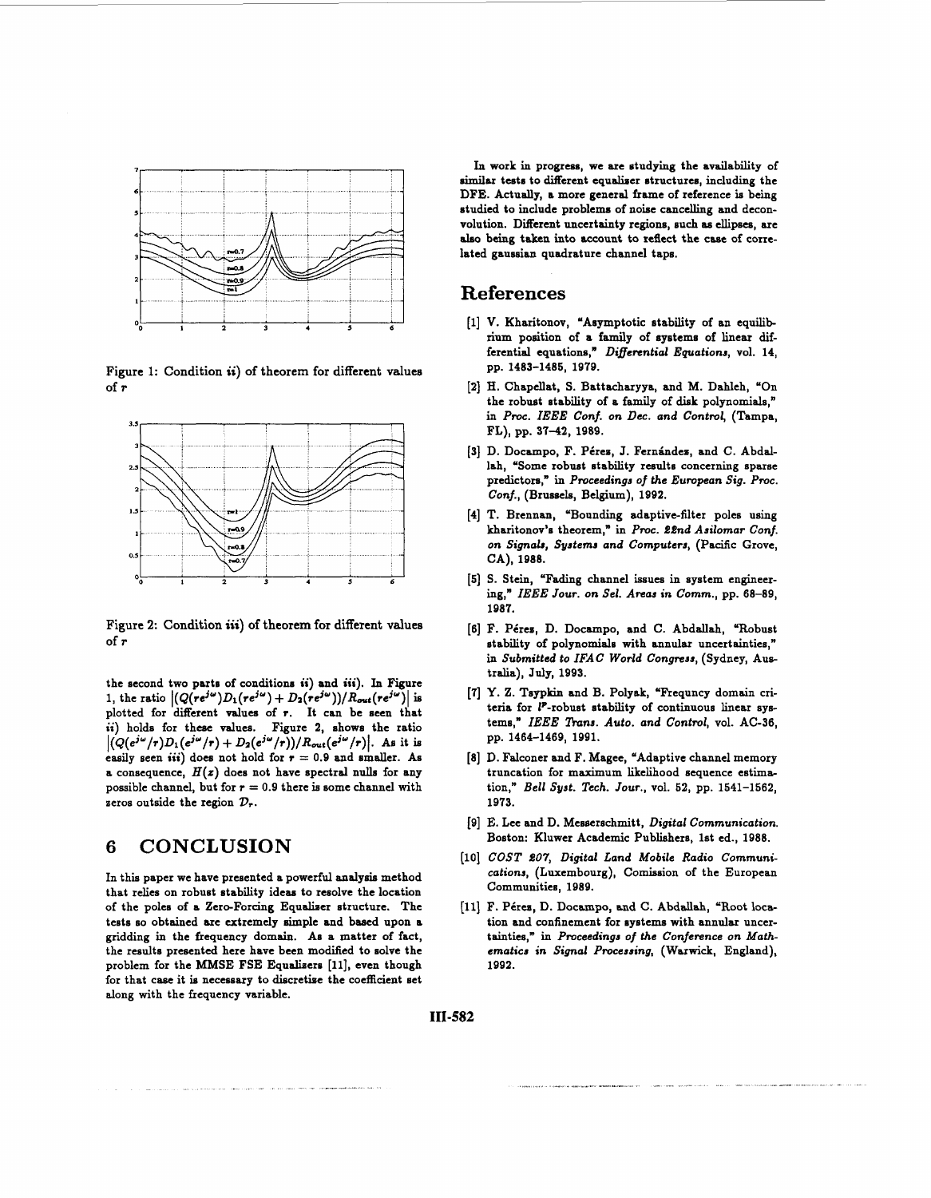7
6
5
4
3
2
1
0
0 1 2 3 4 5 6

r=0.7
r=0.8
r=0.9
r=1

Figure 1: Condition *ii*) of theorem for different values of $r$

3.5
3
2.5
2
1.5
1
0.5
0
0 1 2 3 4 5 6

r=1
r=0.9
r=0.8
r=0.7

Figure 2: Condition *iii*) of theorem for different values of $r$

the second two parts of conditions *ii*) and *iii*). In Figure 1, the ratio $|(Q(re^{j\omega})D_1(re^{j\omega}) + D_2(re^{j\omega}))/R_{out}(re^{j\omega})|$ is plotted for different values of $r$. It can be seen that *ii*) holds for these values. Figure 2, shows the ratio $|(Q(e^{j\omega}/r)D_1(e^{j\omega}/r) + D_2(e^{j\omega}/r))/R_{out}(e^{j\omega}/r)|$. As it is easily seen *iii*) does not hold for $r = 0.9$ and smaller. As a consequence, $H(z)$ does not have spectral nulls for any possible channel, but for $r = 0.9$ there is some channel with zeros outside the region $\mathcal{D}_r$.

# 6 CONCLUSION

In this paper we have presented a powerful analysis method that relies on robust stability ideas to resolve the location of the poles of a Zero-Forcing Equaliser structure. The tests so obtained are extremely simple and based upon a gridding in the frequency domain. As a matter of fact, the results presented here have been modified to solve the problem for the MMSE FSE Equalisers [11], even though for that case it is necessary to discretise the coefficient set along with the frequency variable.

In work in progress, we are studying the availability of similar tests to different equaliser structures, including the DFE. Actually, a more general frame of reference is being studied to include problems of noise cancelling and deconvolution. Different uncertainty regions, such as ellipses, are also being taken into account to reflect the case of correlated gaussian quadrature channel taps.

# References

[1] V. Kharitonov, "Asymptotic stability of an equilibrium position of a family of systems of linear differential equations," *Differential Equations*, vol. 14, pp. 1483–1485, 1979.

[2] H. Chapellat, S. Battacharyya, and M. Dahleh, "On the robust stability of a family of disk polynomials," in *Proc. IEEE Conf. on Dec. and Control*, (Tampa, FL), pp. 37–42, 1989.

[3] D. Docampo, F. Péres, J. Fernándes, and C. Abdallah, "Some robust stability results concerning sparse predictors," in *Proceedings of the European Sig. Proc. Conf.*, (Brussels, Belgium), 1992.

[4] T. Brennan, "Bounding adaptive-filter poles using kharitonov's theorem," in *Proc. 22nd Asilomar Conf. on Signals, Systems and Computers*, (Pacific Grove, CA), 1988.

[5] S. Stein, "Fading channel issues in system engineering," *IEEE Jour. on Sel. Areas in Comm.*, pp. 68–89, 1987.

[6] F. Péres, D. Docampo, and C. Abdallah, "Robust stability of polynomials with annular uncertainties," in *Submitted to IFAC World Congress*, (Sydney, Australia), July, 1993.

[7] Y. Z. Tsypkin and B. Polyak, "Frequncy domain criteria for $l^p$-robust stability of continuous linear systems," *IEEE Trans. Auto. and Control*, vol. AC-36, pp. 1464–1469, 1991.

[8] D. Falconer and F. Magee, "Adaptive channel memory truncation for maximum likelihood sequence estimation," *Bell Syst. Tech. Jour.*, vol. 52, pp. 1541–1562, 1973.

[9] E. Lee and D. Messerschmitt, *Digital Communication*. Boston: Kluwer Academic Publishers, 1st ed., 1988.

[10] *COST 207, Digital Land Mobile Radio Communications*, (Luxembourg), Comission of the European Communities, 1989.

[11] F. Péres, D. Docampo, and C. Abdallah, "Root location and confinement for systems with annular uncertainties," in *Proceedings of the Conference on Mathematics in Signal Processing*, (Warwick, England), 1992.